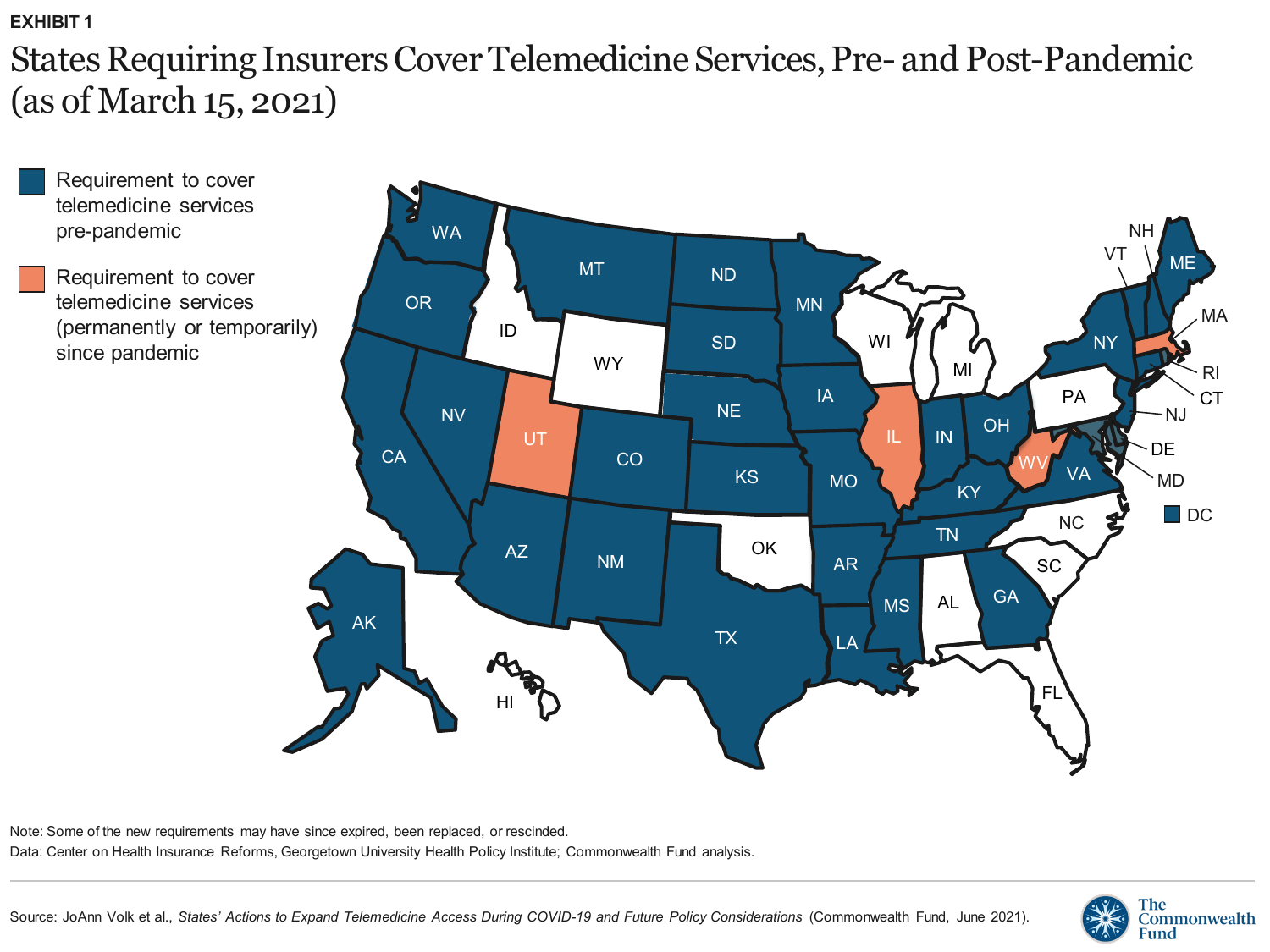EXHIBIT 1

# States Requiring Insurers Cover Telemedicine Services, Pre- and Post-Pandemic (as of March 15, 2021)

- Requirement to cover telemedicine services pre-pandemic
- Requirement to cover telemedicine services (permanently or temporarily) since pandemic

Note: Some of the new requirements may have since expired, been replaced, or rescinded.

Data: Center on Health Insurance Reforms, Georgetown University Health Policy Institute; Commonwealth Fund analysis.

Source: JoAnn Volk et al., *States' Actions to Expand Telemedicine Access During COVID-19 and Future Policy Considerations* (Commonwealth Fund, June 2021).

The Commonwealth Fund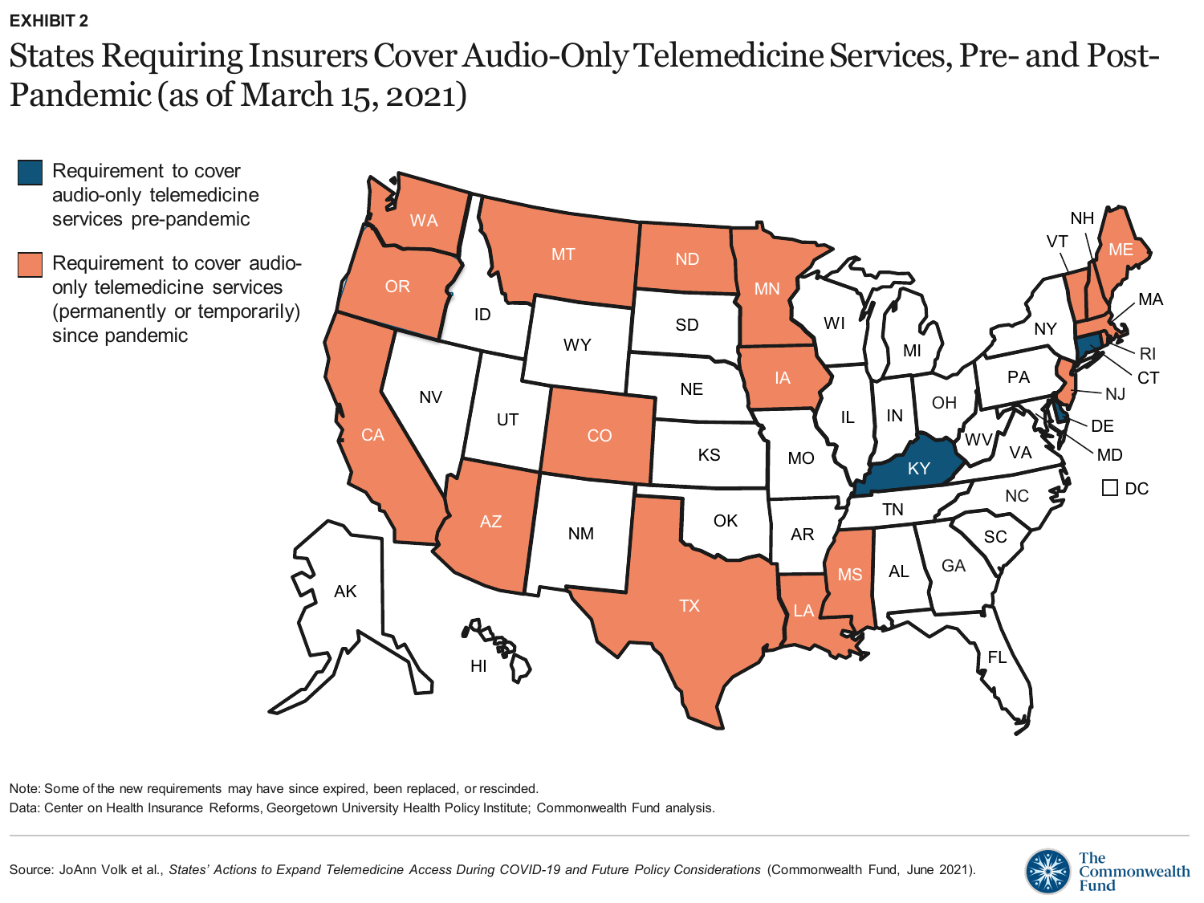EXHIBIT 2

# States Requiring Insurers Cover Audio-Only Telemedicine Services, Pre- and Post-Pandemic (as of March 15, 2021)

- Requirement to cover audio-only telemedicine services pre-pandemic
- Requirement to cover audio-only telemedicine services (permanently or temporarily) since pandemic

Note: Some of the new requirements may have since expired, been replaced, or rescinded.

Data: Center on Health Insurance Reforms, Georgetown University Health Policy Institute; Commonwealth Fund analysis.

Source: JoAnn Volk et al., *States' Actions to Expand Telemedicine Access During COVID-19 and Future Policy Considerations* (Commonwealth Fund, June 2021).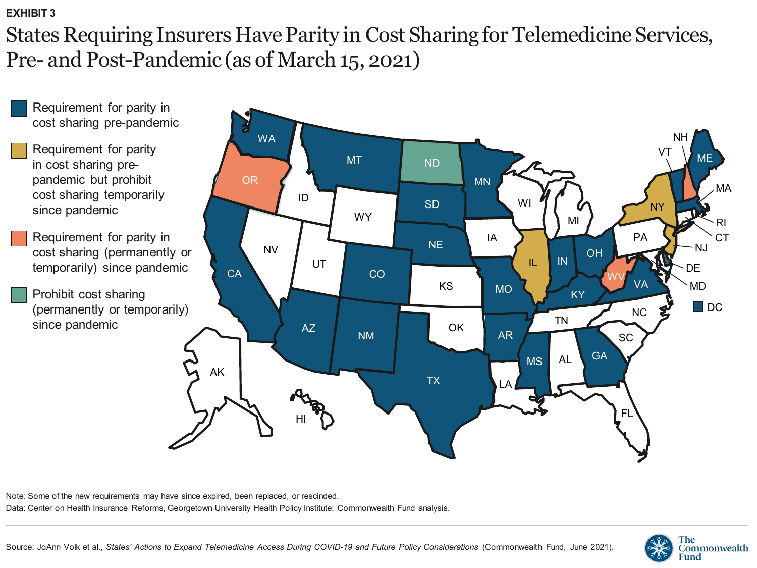EXHIBIT 3

# States Requiring Insurers Have Parity in Cost Sharing for Telemedicine Services, Pre- and Post-Pandemic (as of March 15, 2021)

- Requirement for parity in cost sharing pre-pandemic
- Requirement for parity in cost sharing pre-pandemic but prohibit cost sharing temporarily since pandemic
- Requirement for parity in cost sharing (permanently or temporarily) since pandemic
- Prohibit cost sharing (permanently or temporarily) since pandemic

Note: Some of the new requirements may have since expired, been replaced, or rescinded.

Data: Center on Health Insurance Reforms, Georgetown University Health Policy Institute; Commonwealth Fund analysis.

Source: JoAnn Volk et al., *States' Actions to Expand Telemedicine Access During COVID-19 and Future Policy Considerations* (Commonwealth Fund, June 2021).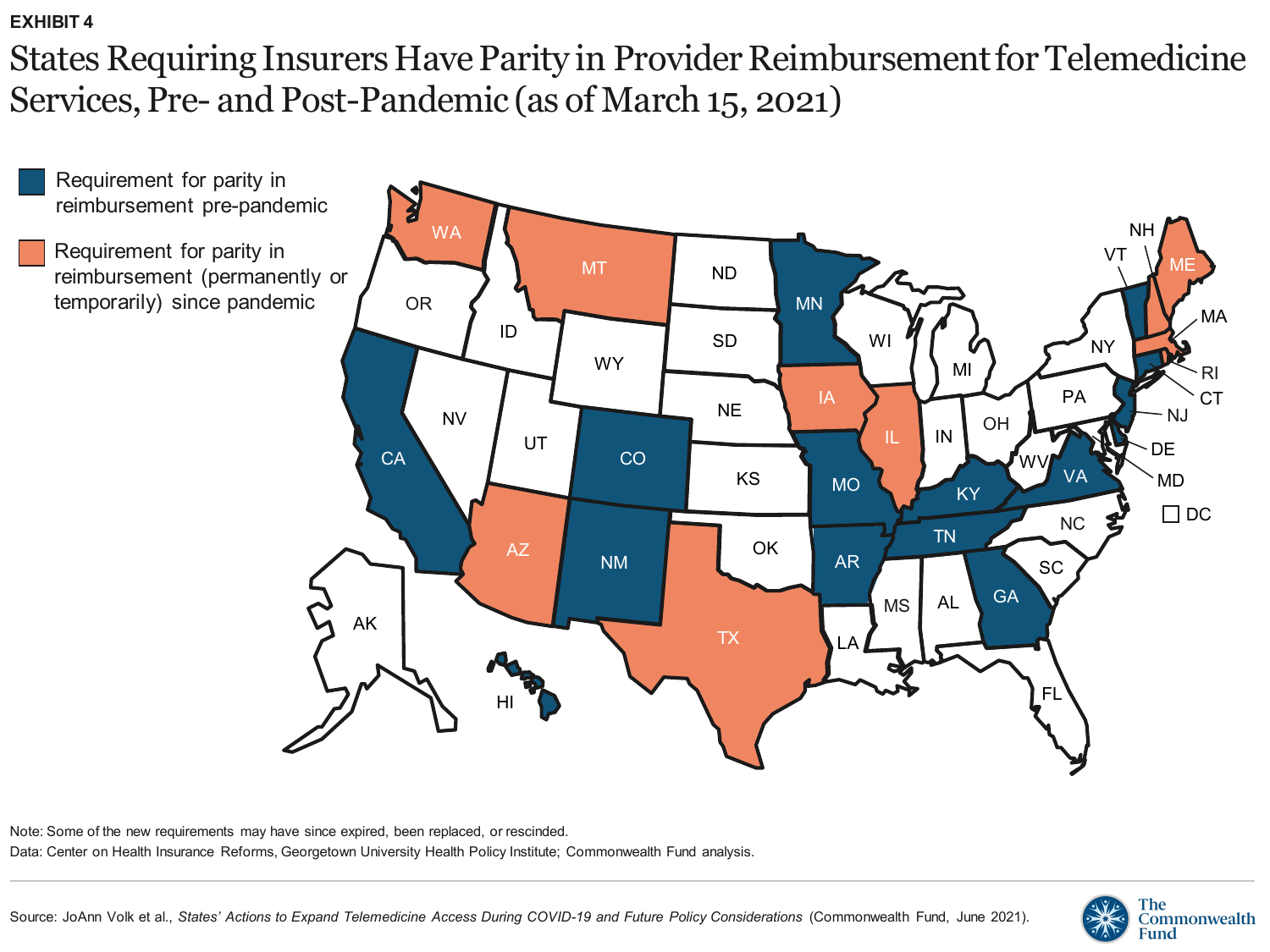EXHIBIT 4

# States Requiring Insurers Have Parity in Provider Reimbursement for Telemedicine Services, Pre- and Post-Pandemic (as of March 15, 2021)

Requirement for parity in reimbursement pre-pandemic

Requirement for parity in reimbursement (permanently or temporarily) since pandemic

WA MT ND MN OR ID SD WI MI NY VT NH ME MA RI CT NJ DE MD WY IA PA NV UT CO NE IL IN OH WV VA CA KS MO KY DC NC TN AZ NM OK AR SC GA MS AL LA TX AK FL HI

Note: Some of the new requirements may have since expired, been replaced, or rescinded.

Data: Center on Health Insurance Reforms, Georgetown University Health Policy Institute; Commonwealth Fund analysis.

Source: JoAnn Volk et al., *States' Actions to Expand Telemedicine Access During COVID-19 and Future Policy Considerations* (Commonwealth Fund, June 2021).

The Commonwealth Fund